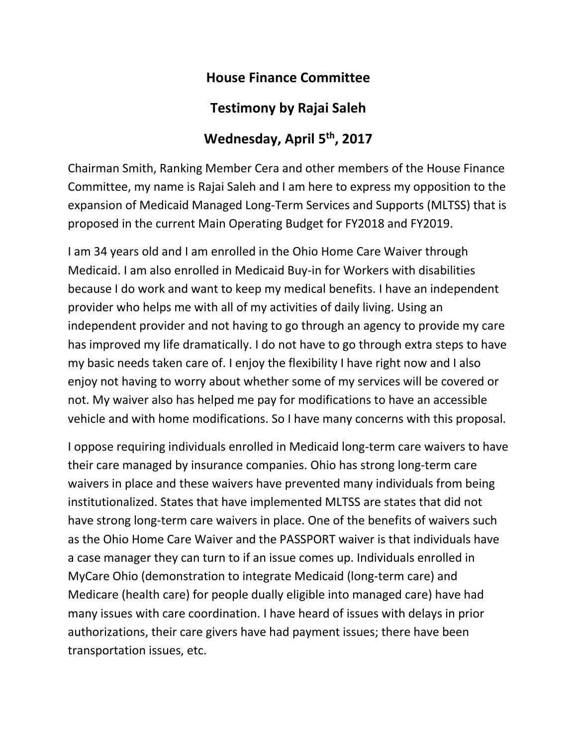# House Finance Committee

# Testimony by Rajai Saleh

# Wednesday, April 5th, 2017

Chairman Smith, Ranking Member Cera and other members of the House Finance Committee, my name is Rajai Saleh and I am here to express my opposition to the expansion of Medicaid Managed Long-Term Services and Supports (MLTSS) that is proposed in the current Main Operating Budget for FY2018 and FY2019.

I am 34 years old and I am enrolled in the Ohio Home Care Waiver through Medicaid. I am also enrolled in Medicaid Buy-in for Workers with disabilities because I do work and want to keep my medical benefits. I have an independent provider who helps me with all of my activities of daily living. Using an independent provider and not having to go through an agency to provide my care has improved my life dramatically. I do not have to go through extra steps to have my basic needs taken care of. I enjoy the flexibility I have right now and I also enjoy not having to worry about whether some of my services will be covered or not. My waiver also has helped me pay for modifications to have an accessible vehicle and with home modifications. So I have many concerns with this proposal.

I oppose requiring individuals enrolled in Medicaid long-term care waivers to have their care managed by insurance companies. Ohio has strong long-term care waivers in place and these waivers have prevented many individuals from being institutionalized. States that have implemented MLTSS are states that did not have strong long-term care waivers in place. One of the benefits of waivers such as the Ohio Home Care Waiver and the PASSPORT waiver is that individuals have a case manager they can turn to if an issue comes up. Individuals enrolled in MyCare Ohio (demonstration to integrate Medicaid (long-term care) and Medicare (health care) for people dually eligible into managed care) have had many issues with care coordination. I have heard of issues with delays in prior authorizations, their care givers have had payment issues; there have been transportation issues, etc.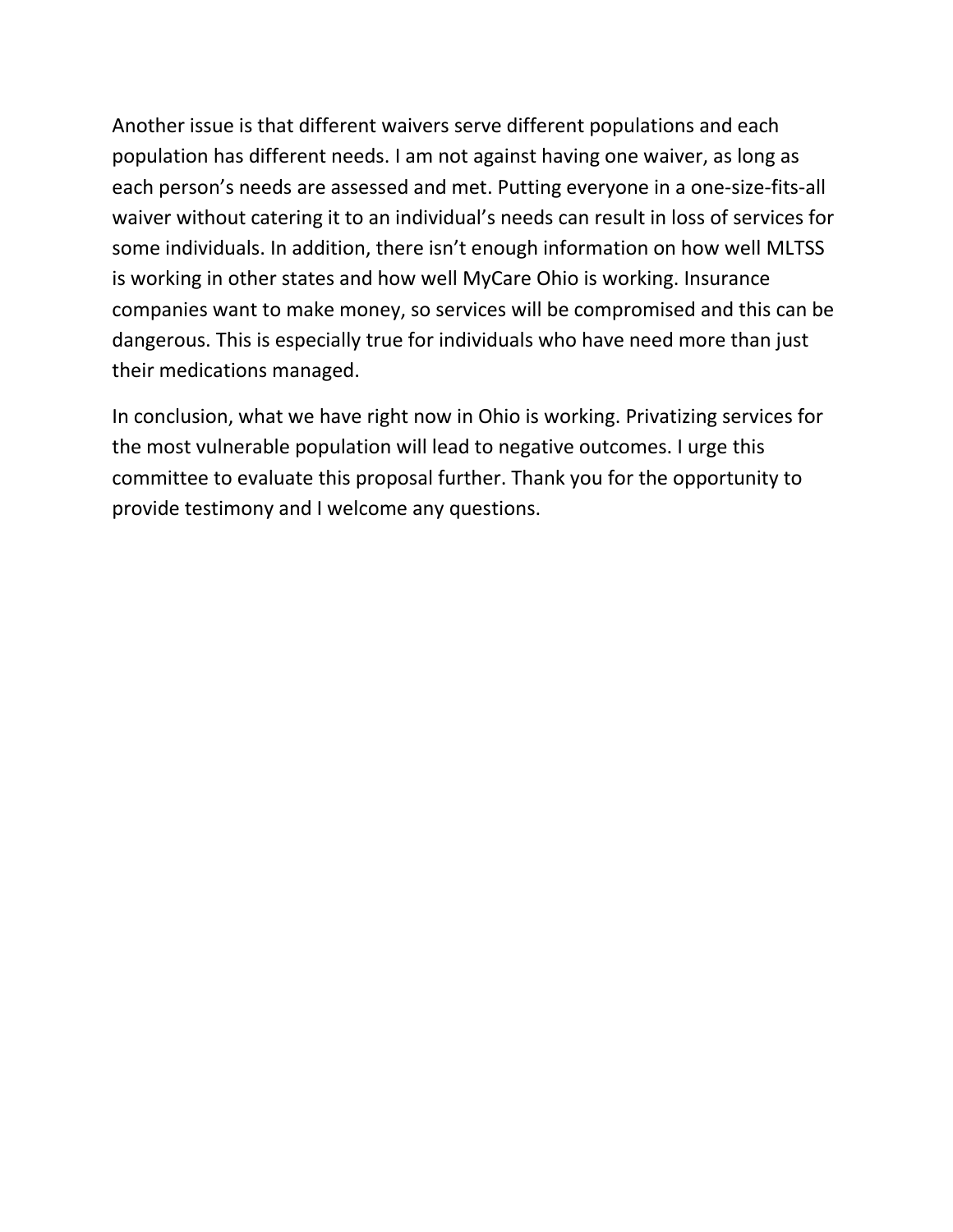Another issue is that different waivers serve different populations and each population has different needs. I am not against having one waiver, as long as each person's needs are assessed and met. Putting everyone in a one-size-fits-all waiver without catering it to an individual's needs can result in loss of services for some individuals. In addition, there isn't enough information on how well MLTSS is working in other states and how well MyCare Ohio is working. Insurance companies want to make money, so services will be compromised and this can be dangerous. This is especially true for individuals who have need more than just their medications managed.

In conclusion, what we have right now in Ohio is working. Privatizing services for the most vulnerable population will lead to negative outcomes. I urge this committee to evaluate this proposal further. Thank you for the opportunity to provide testimony and I welcome any questions.